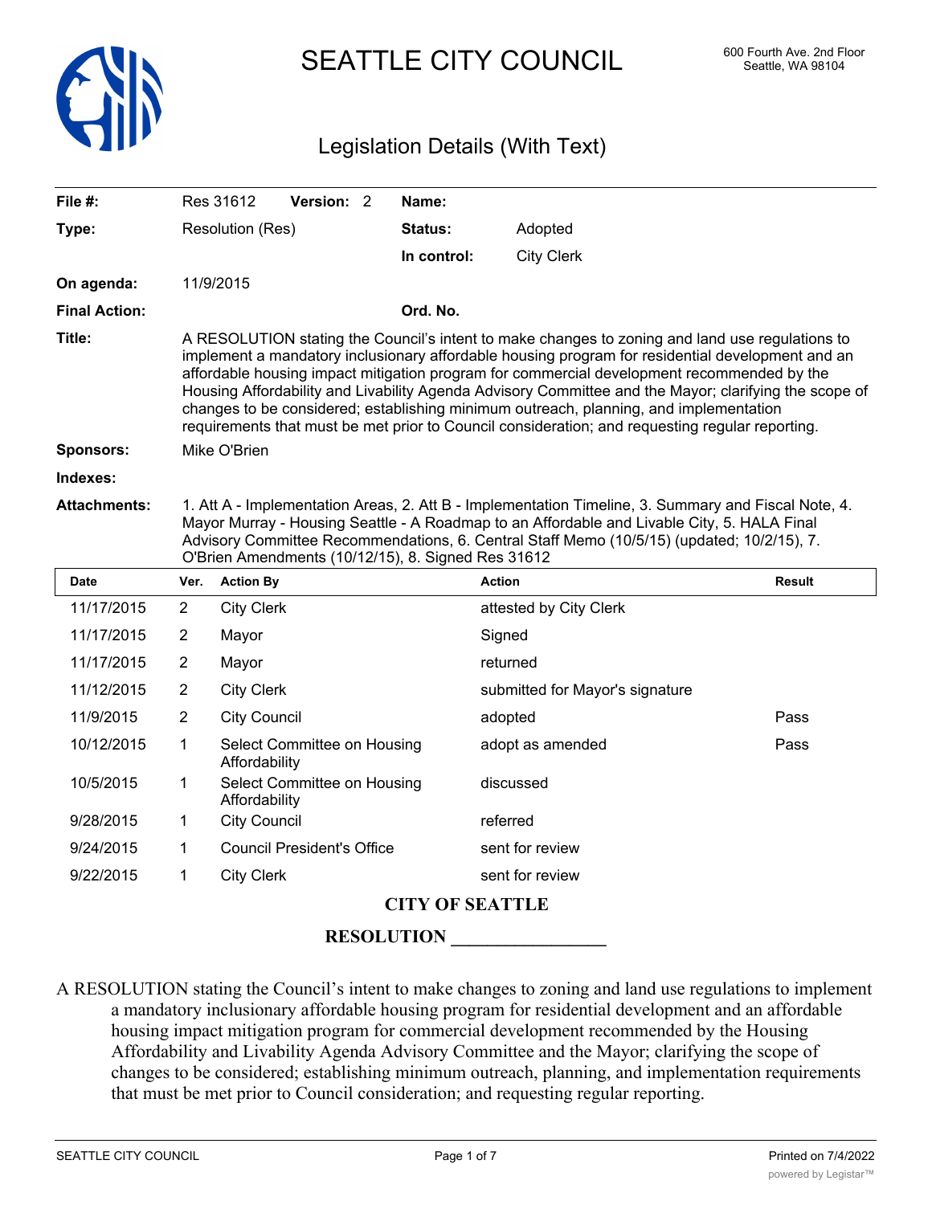# SEATTLE CITY COUNCIL

600 Fourth Ave. 2nd Floor
Seattle, WA 98104

## Legislation Details (With Text)

| | | | |
|---|---|---|---|
| **File #:** | Res 31612 **Version:** 2 | **Name:** | |
| **Type:** | Resolution (Res) | **Status:** | Adopted |
| | | **In control:** | City Clerk |
| **On agenda:** | 11/9/2015 | | |
| **Final Action:** | | **Ord. No.** | |

**Title:** A RESOLUTION stating the Council's intent to make changes to zoning and land use regulations to implement a mandatory inclusionary affordable housing program for residential development and an affordable housing impact mitigation program for commercial development recommended by the Housing Affordability and Livability Agenda Advisory Committee and the Mayor; clarifying the scope of changes to be considered; establishing minimum outreach, planning, and implementation requirements that must be met prior to Council consideration; and requesting regular reporting.

**Sponsors:** Mike O'Brien

**Indexes:**

**Attachments:** 1. Att A - Implementation Areas, 2. Att B - Implementation Timeline, 3. Summary and Fiscal Note, 4. Mayor Murray - Housing Seattle - A Roadmap to an Affordable and Livable City, 5. HALA Final Advisory Committee Recommendations, 6. Central Staff Memo (10/5/15) (updated; 10/2/15), 7. O'Brien Amendments (10/12/15), 8. Signed Res 31612

| Date | Ver. | Action By | Action | Result |
|---|---|---|---|---|
| 11/17/2015 | 2 | City Clerk | attested by City Clerk | |
| 11/17/2015 | 2 | Mayor | Signed | |
| 11/17/2015 | 2 | Mayor | returned | |
| 11/12/2015 | 2 | City Clerk | submitted for Mayor's signature | |
| 11/9/2015 | 2 | City Council | adopted | Pass |
| 10/12/2015 | 1 | Select Committee on Housing Affordability | adopt as amended | Pass |
| 10/5/2015 | 1 | Select Committee on Housing Affordability | discussed | |
| 9/28/2015 | 1 | City Council | referred | |
| 9/24/2015 | 1 | Council President's Office | sent for review | |
| 9/22/2015 | 1 | City Clerk | sent for review | |

**CITY OF SEATTLE**

**RESOLUTION \_\_\_\_\_\_\_\_\_\_\_\_\_\_\_\_\_**

A RESOLUTION stating the Council's intent to make changes to zoning and land use regulations to implement a mandatory inclusionary affordable housing program for residential development and an affordable housing impact mitigation program for commercial development recommended by the Housing Affordability and Livability Agenda Advisory Committee and the Mayor; clarifying the scope of changes to be considered; establishing minimum outreach, planning, and implementation requirements that must be met prior to Council consideration; and requesting regular reporting.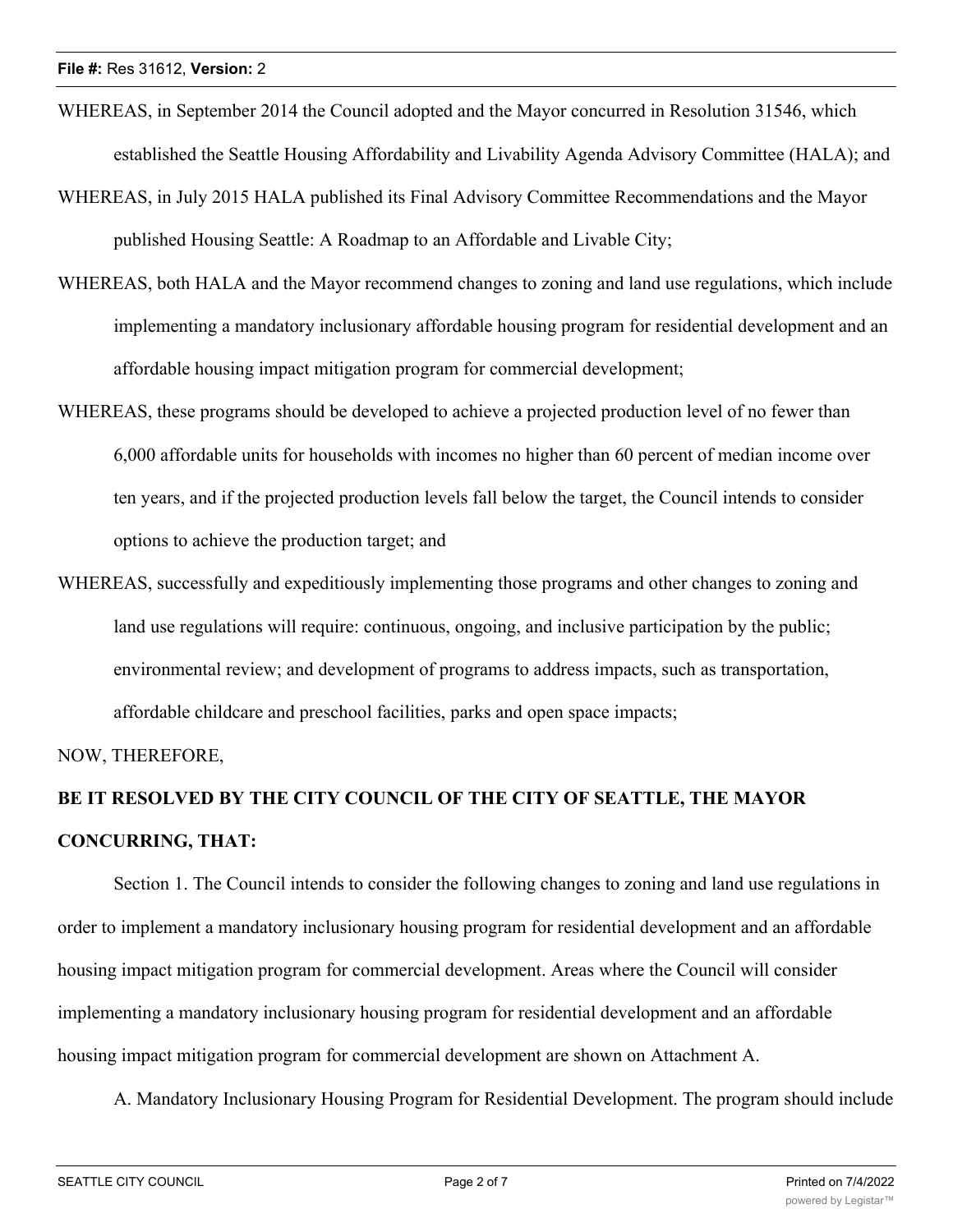WHEREAS, in September 2014 the Council adopted and the Mayor concurred in Resolution 31546, which established the Seattle Housing Affordability and Livability Agenda Advisory Committee (HALA); and

WHEREAS, in July 2015 HALA published its Final Advisory Committee Recommendations and the Mayor published Housing Seattle: A Roadmap to an Affordable and Livable City;

WHEREAS, both HALA and the Mayor recommend changes to zoning and land use regulations, which include implementing a mandatory inclusionary affordable housing program for residential development and an affordable housing impact mitigation program for commercial development;

WHEREAS, these programs should be developed to achieve a projected production level of no fewer than 6,000 affordable units for households with incomes no higher than 60 percent of median income over ten years, and if the projected production levels fall below the target, the Council intends to consider options to achieve the production target; and

WHEREAS, successfully and expeditiously implementing those programs and other changes to zoning and land use regulations will require: continuous, ongoing, and inclusive participation by the public; environmental review; and development of programs to address impacts, such as transportation, affordable childcare and preschool facilities, parks and open space impacts;

NOW, THEREFORE,

**BE IT RESOLVED BY THE CITY COUNCIL OF THE CITY OF SEATTLE, THE MAYOR CONCURRING, THAT:**

Section 1. The Council intends to consider the following changes to zoning and land use regulations in order to implement a mandatory inclusionary housing program for residential development and an affordable housing impact mitigation program for commercial development. Areas where the Council will consider implementing a mandatory inclusionary housing program for residential development and an affordable housing impact mitigation program for commercial development are shown on Attachment A.

A. Mandatory Inclusionary Housing Program for Residential Development. The program should include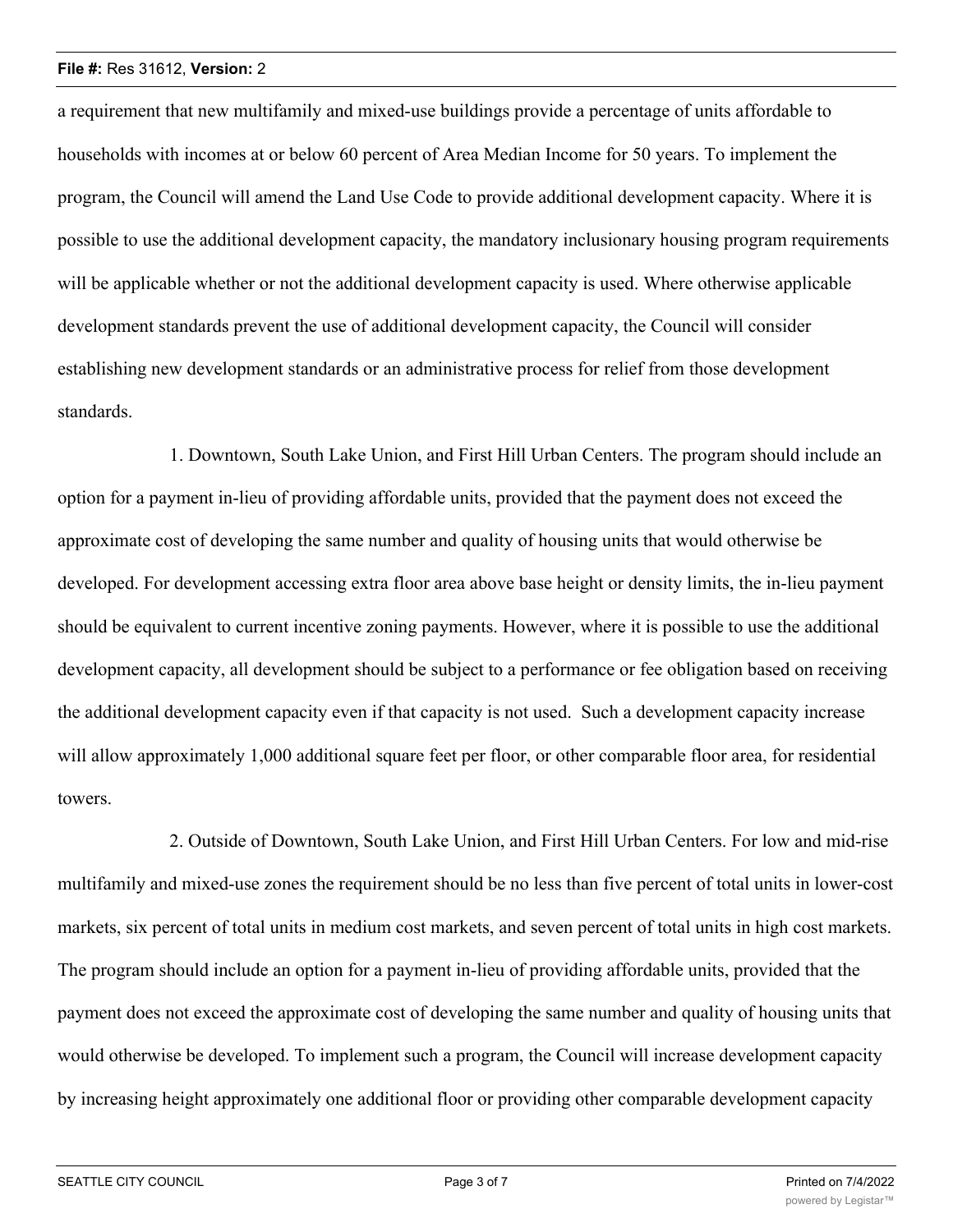a requirement that new multifamily and mixed-use buildings provide a percentage of units affordable to households with incomes at or below 60 percent of Area Median Income for 50 years. To implement the program, the Council will amend the Land Use Code to provide additional development capacity. Where it is possible to use the additional development capacity, the mandatory inclusionary housing program requirements will be applicable whether or not the additional development capacity is used. Where otherwise applicable development standards prevent the use of additional development capacity, the Council will consider establishing new development standards or an administrative process for relief from those development standards.

1. Downtown, South Lake Union, and First Hill Urban Centers. The program should include an option for a payment in-lieu of providing affordable units, provided that the payment does not exceed the approximate cost of developing the same number and quality of housing units that would otherwise be developed. For development accessing extra floor area above base height or density limits, the in-lieu payment should be equivalent to current incentive zoning payments. However, where it is possible to use the additional development capacity, all development should be subject to a performance or fee obligation based on receiving the additional development capacity even if that capacity is not used. Such a development capacity increase will allow approximately 1,000 additional square feet per floor, or other comparable floor area, for residential towers.

2. Outside of Downtown, South Lake Union, and First Hill Urban Centers. For low and mid-rise multifamily and mixed-use zones the requirement should be no less than five percent of total units in lower-cost markets, six percent of total units in medium cost markets, and seven percent of total units in high cost markets. The program should include an option for a payment in-lieu of providing affordable units, provided that the payment does not exceed the approximate cost of developing the same number and quality of housing units that would otherwise be developed. To implement such a program, the Council will increase development capacity by increasing height approximately one additional floor or providing other comparable development capacity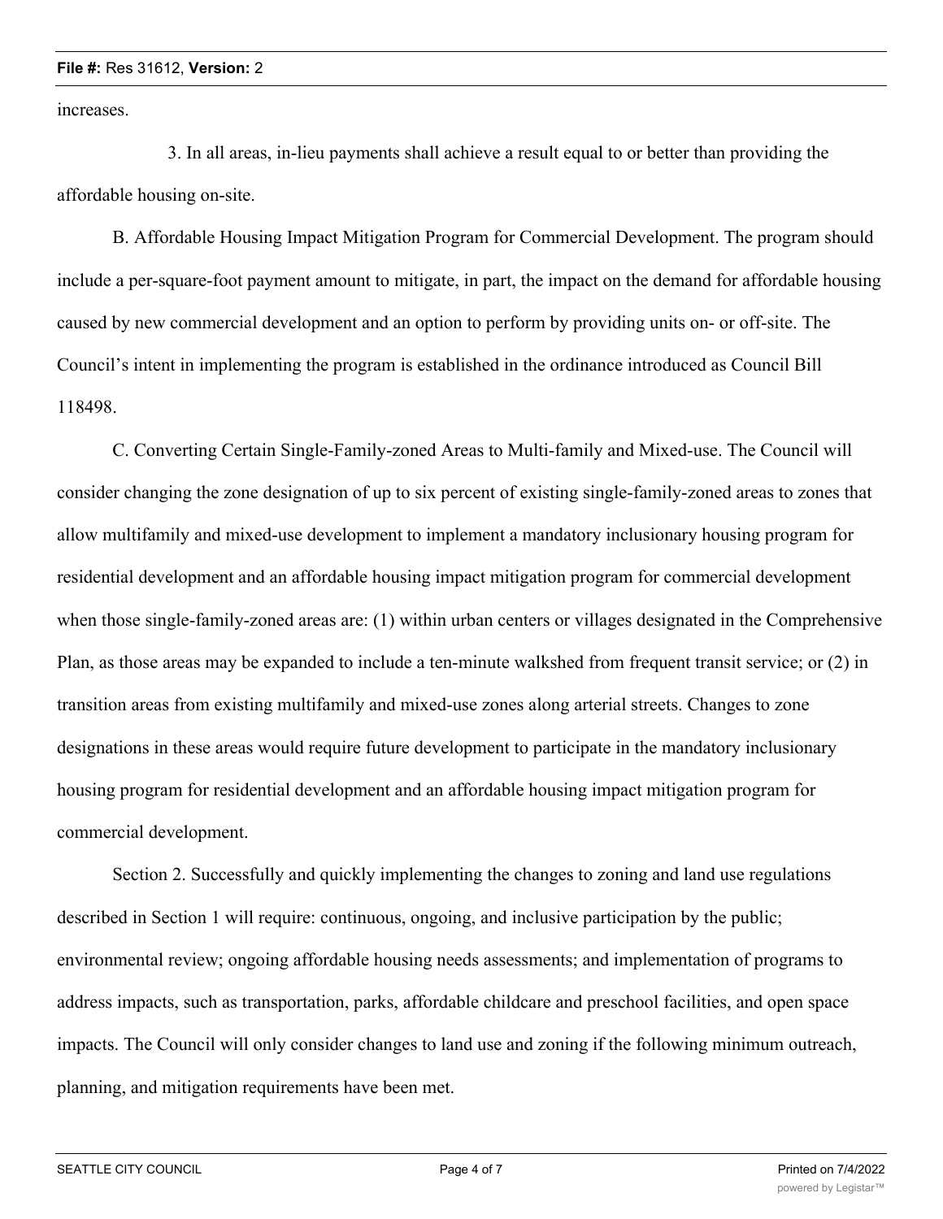increases.

3. In all areas, in-lieu payments shall achieve a result equal to or better than providing the affordable housing on-site.

B. Affordable Housing Impact Mitigation Program for Commercial Development. The program should include a per-square-foot payment amount to mitigate, in part, the impact on the demand for affordable housing caused by new commercial development and an option to perform by providing units on- or off-site. The Council's intent in implementing the program is established in the ordinance introduced as Council Bill 118498.

C. Converting Certain Single-Family-zoned Areas to Multi-family and Mixed-use. The Council will consider changing the zone designation of up to six percent of existing single-family-zoned areas to zones that allow multifamily and mixed-use development to implement a mandatory inclusionary housing program for residential development and an affordable housing impact mitigation program for commercial development when those single-family-zoned areas are: (1) within urban centers or villages designated in the Comprehensive Plan, as those areas may be expanded to include a ten-minute walkshed from frequent transit service; or (2) in transition areas from existing multifamily and mixed-use zones along arterial streets. Changes to zone designations in these areas would require future development to participate in the mandatory inclusionary housing program for residential development and an affordable housing impact mitigation program for commercial development.

Section 2. Successfully and quickly implementing the changes to zoning and land use regulations described in Section 1 will require: continuous, ongoing, and inclusive participation by the public; environmental review; ongoing affordable housing needs assessments; and implementation of programs to address impacts, such as transportation, parks, affordable childcare and preschool facilities, and open space impacts. The Council will only consider changes to land use and zoning if the following minimum outreach, planning, and mitigation requirements have been met.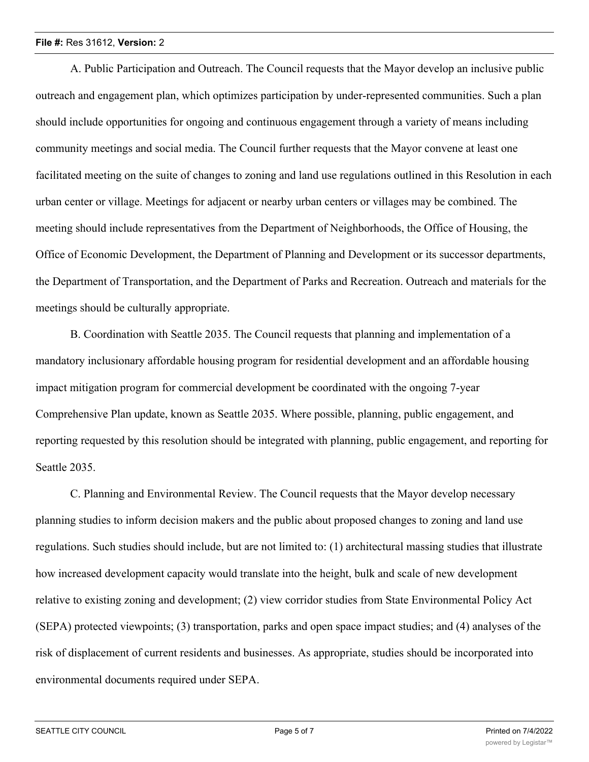A. Public Participation and Outreach. The Council requests that the Mayor develop an inclusive public outreach and engagement plan, which optimizes participation by under-represented communities. Such a plan should include opportunities for ongoing and continuous engagement through a variety of means including community meetings and social media. The Council further requests that the Mayor convene at least one facilitated meeting on the suite of changes to zoning and land use regulations outlined in this Resolution in each urban center or village. Meetings for adjacent or nearby urban centers or villages may be combined. The meeting should include representatives from the Department of Neighborhoods, the Office of Housing, the Office of Economic Development, the Department of Planning and Development or its successor departments, the Department of Transportation, and the Department of Parks and Recreation. Outreach and materials for the meetings should be culturally appropriate.

B. Coordination with Seattle 2035. The Council requests that planning and implementation of a mandatory inclusionary affordable housing program for residential development and an affordable housing impact mitigation program for commercial development be coordinated with the ongoing 7-year Comprehensive Plan update, known as Seattle 2035. Where possible, planning, public engagement, and reporting requested by this resolution should be integrated with planning, public engagement, and reporting for Seattle 2035.

C. Planning and Environmental Review. The Council requests that the Mayor develop necessary planning studies to inform decision makers and the public about proposed changes to zoning and land use regulations. Such studies should include, but are not limited to: (1) architectural massing studies that illustrate how increased development capacity would translate into the height, bulk and scale of new development relative to existing zoning and development; (2) view corridor studies from State Environmental Policy Act (SEPA) protected viewpoints; (3) transportation, parks and open space impact studies; and (4) analyses of the risk of displacement of current residents and businesses. As appropriate, studies should be incorporated into environmental documents required under SEPA.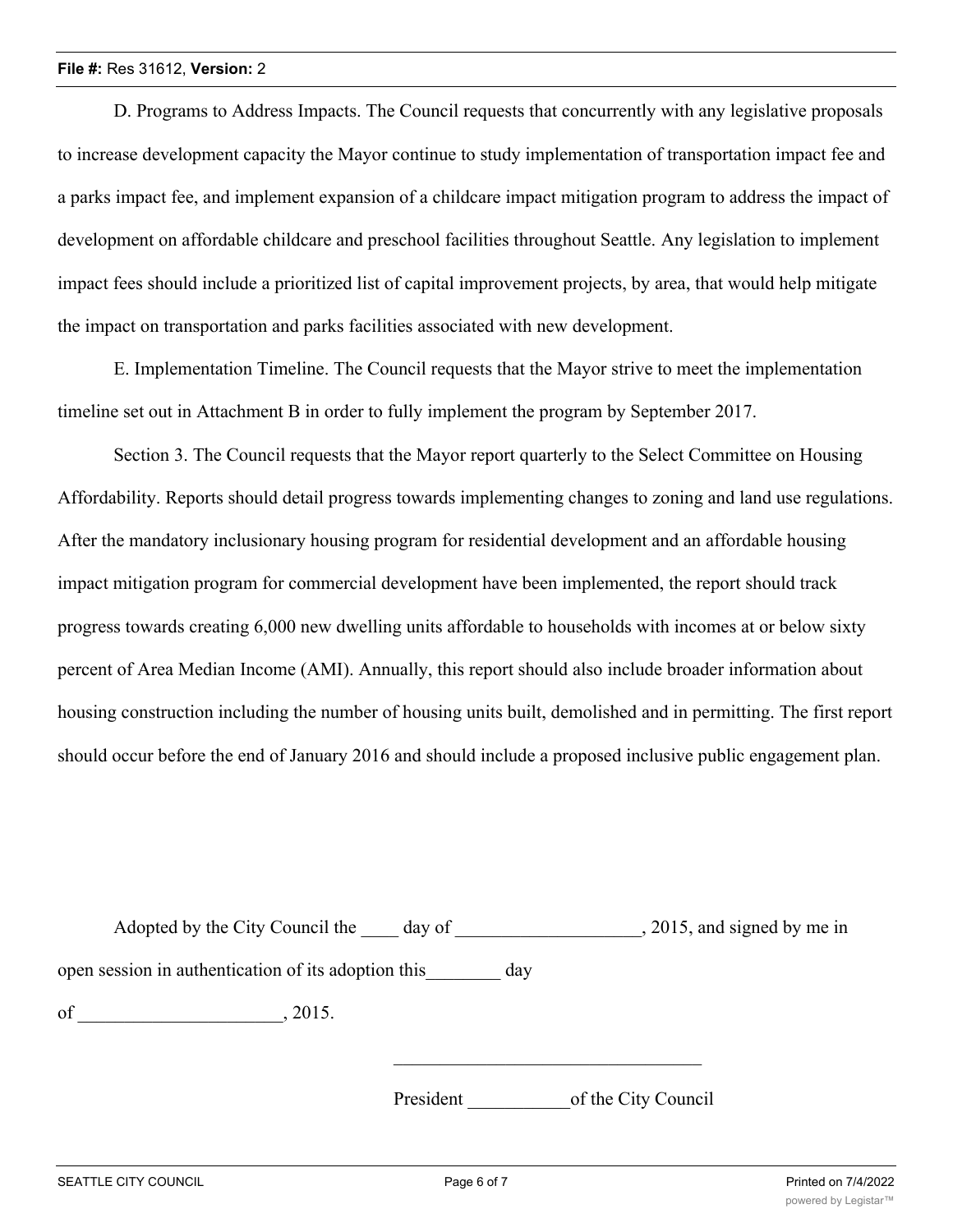D. Programs to Address Impacts. The Council requests that concurrently with any legislative proposals to increase development capacity the Mayor continue to study implementation of transportation impact fee and a parks impact fee, and implement expansion of a childcare impact mitigation program to address the impact of development on affordable childcare and preschool facilities throughout Seattle. Any legislation to implement impact fees should include a prioritized list of capital improvement projects, by area, that would help mitigate the impact on transportation and parks facilities associated with new development.

E. Implementation Timeline. The Council requests that the Mayor strive to meet the implementation timeline set out in Attachment B in order to fully implement the program by September 2017.

Section 3. The Council requests that the Mayor report quarterly to the Select Committee on Housing Affordability. Reports should detail progress towards implementing changes to zoning and land use regulations. After the mandatory inclusionary housing program for residential development and an affordable housing impact mitigation program for commercial development have been implemented, the report should track progress towards creating 6,000 new dwelling units affordable to households with incomes at or below sixty percent of Area Median Income (AMI). Annually, this report should also include broader information about housing construction including the number of housing units built, demolished and in permitting. The first report should occur before the end of January 2016 and should include a proposed inclusive public engagement plan.

Adopted by the City Council the ____ day of ____________________, 2015, and signed by me in open session in authentication of its adoption this________ day of ______________________, 2015.

__________________________________

President ___________of the City Council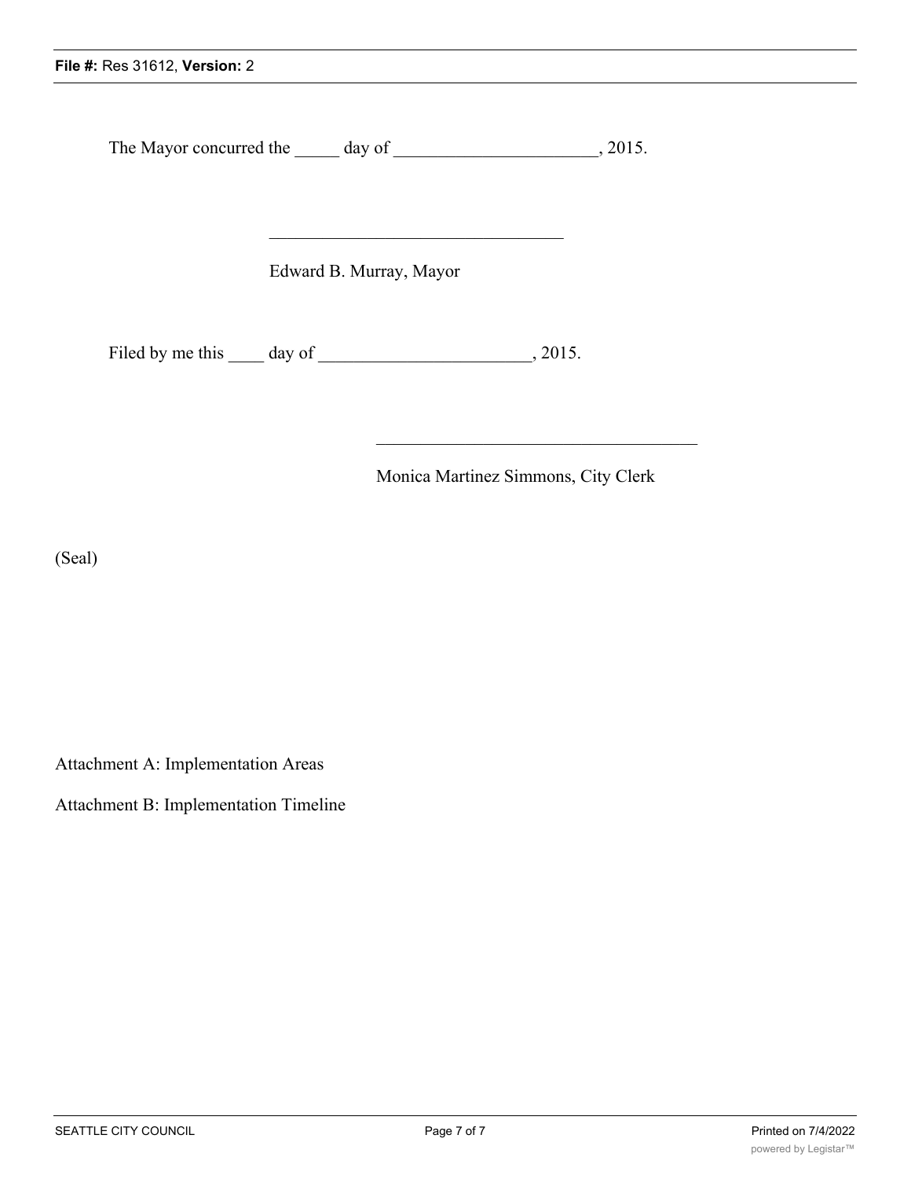The Mayor concurred the _____ day of _______________________, 2015.

_________________________________

Edward B. Murray, Mayor

Filed by me this ____ day of ________________________, 2015.

____________________________________

Monica Martinez Simmons, City Clerk

(Seal)

Attachment A: Implementation Areas

Attachment B: Implementation Timeline